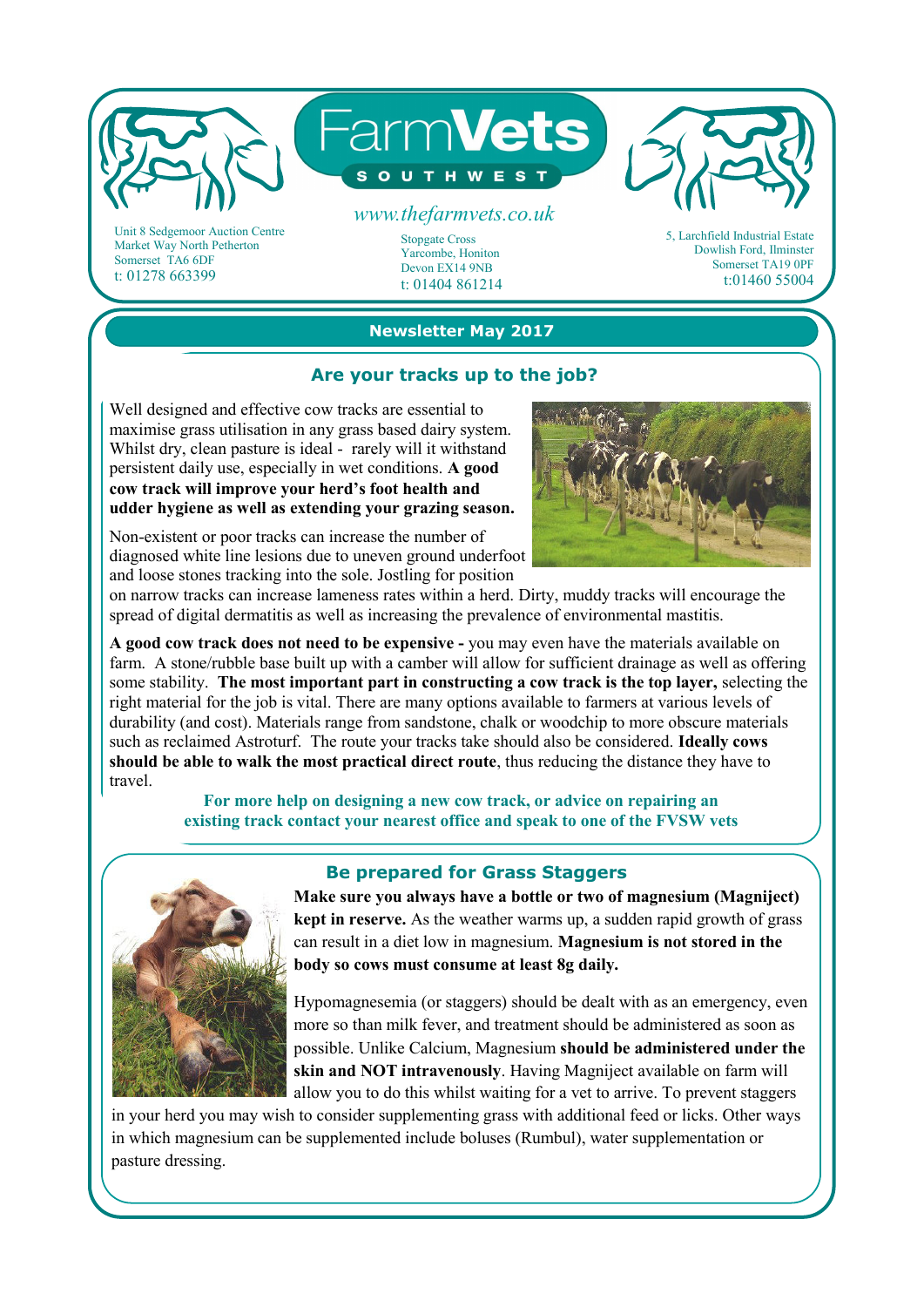# FarmVets SOUTHWEST

www.thefarmvets.co.uk

Unit 8 Sedgemoor Auction Centre
Market Way North Petherton
Somerset TA6 6DF
t: 01278 663399

Stopgate Cross
Yarcombe, Honiton
Devon EX14 9NB
t: 01404 861214

5, Larchfield Industrial Estate
Dowlish Ford, Ilminster
Somerset TA19 0PF
t:01460 55004

## Newsletter May 2017

### Are your tracks up to the job?

Well designed and effective cow tracks are essential to maximise grass utilisation in any grass based dairy system. Whilst dry, clean pasture is ideal - rarely will it withstand persistent daily use, especially in wet conditions. **A good cow track will improve your herd's foot health and udder hygiene as well as extending your grazing season.**

Non-existent or poor tracks can increase the number of diagnosed white line lesions due to uneven ground underfoot and loose stones tracking into the sole. Jostling for position on narrow tracks can increase lameness rates within a herd. Dirty, muddy tracks will encourage the spread of digital dermatitis as well as increasing the prevalence of environmental mastitis.

**A good cow track does not need to be expensive -** you may even have the materials available on farm. A stone/rubble base built up with a camber will allow for sufficient drainage as well as offering some stability. **The most important part in constructing a cow track is the top layer,** selecting the right material for the job is vital. There are many options available to farmers at various levels of durability (and cost). Materials range from sandstone, chalk or woodchip to more obscure materials such as reclaimed Astroturf. The route your tracks take should also be considered. **Ideally cows should be able to walk the most practical direct route**, thus reducing the distance they have to travel.

**For more help on designing a new cow track, or advice on repairing an existing track contact your nearest office and speak to one of the FVSW vets**

### Be prepared for Grass Staggers

**Make sure you always have a bottle or two of magnesium (Magniject) kept in reserve.** As the weather warms up, a sudden rapid growth of grass can result in a diet low in magnesium. **Magnesium is not stored in the body so cows must consume at least 8g daily.**

Hypomagnesemia (or staggers) should be dealt with as an emergency, even more so than milk fever, and treatment should be administered as soon as possible. Unlike Calcium, Magnesium **should be administered under the skin and NOT intravenously**. Having Magniject available on farm will allow you to do this whilst waiting for a vet to arrive. To prevent staggers in your herd you may wish to consider supplementing grass with additional feed or licks. Other ways in which magnesium can be supplemented include boluses (Rumbul), water supplementation or pasture dressing.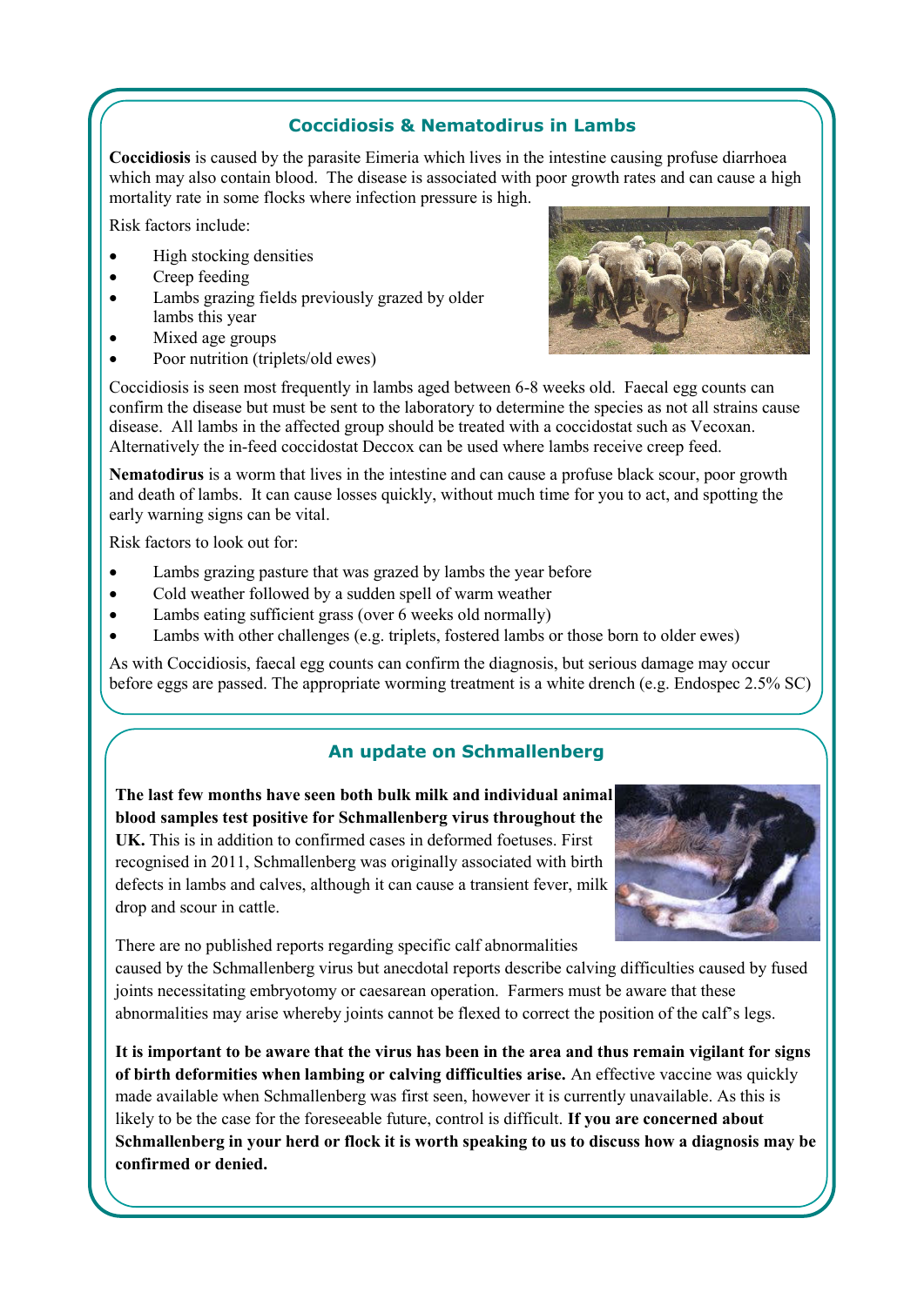## Coccidiosis & Nematodirus in Lambs

**Coccidiosis** is caused by the parasite Eimeria which lives in the intestine causing profuse diarrhoea which may also contain blood. The disease is associated with poor growth rates and can cause a high mortality rate in some flocks where infection pressure is high.

Risk factors include:

- High stocking densities
- Creep feeding
- Lambs grazing fields previously grazed by older lambs this year
- Mixed age groups
- Poor nutrition (triplets/old ewes)

Coccidiosis is seen most frequently in lambs aged between 6-8 weeks old. Faecal egg counts can confirm the disease but must be sent to the laboratory to determine the species as not all strains cause disease. All lambs in the affected group should be treated with a coccidostat such as Vecoxan. Alternatively the in-feed coccidostat Deccox can be used where lambs receive creep feed.

**Nematodirus** is a worm that lives in the intestine and can cause a profuse black scour, poor growth and death of lambs. It can cause losses quickly, without much time for you to act, and spotting the early warning signs can be vital.

Risk factors to look out for:

- Lambs grazing pasture that was grazed by lambs the year before
- Cold weather followed by a sudden spell of warm weather
- Lambs eating sufficient grass (over 6 weeks old normally)
- Lambs with other challenges (e.g. triplets, fostered lambs or those born to older ewes)

As with Coccidiosis, faecal egg counts can confirm the diagnosis, but serious damage may occur before eggs are passed. The appropriate worming treatment is a white drench (e.g. Endospec 2.5% SC)

## An update on Schmallenberg

**The last few months have seen both bulk milk and individual animal blood samples test positive for Schmallenberg virus throughout the UK.** This is in addition to confirmed cases in deformed foetuses. First recognised in 2011, Schmallenberg was originally associated with birth defects in lambs and calves, although it can cause a transient fever, milk drop and scour in cattle.

There are no published reports regarding specific calf abnormalities caused by the Schmallenberg virus but anecdotal reports describe calving difficulties caused by fused joints necessitating embryotomy or caesarean operation. Farmers must be aware that these abnormalities may arise whereby joints cannot be flexed to correct the position of the calf's legs.

**It is important to be aware that the virus has been in the area and thus remain vigilant for signs of birth deformities when lambing or calving difficulties arise.** An effective vaccine was quickly made available when Schmallenberg was first seen, however it is currently unavailable. As this is likely to be the case for the foreseeable future, control is difficult. **If you are concerned about Schmallenberg in your herd or flock it is worth speaking to us to discuss how a diagnosis may be confirmed or denied.**